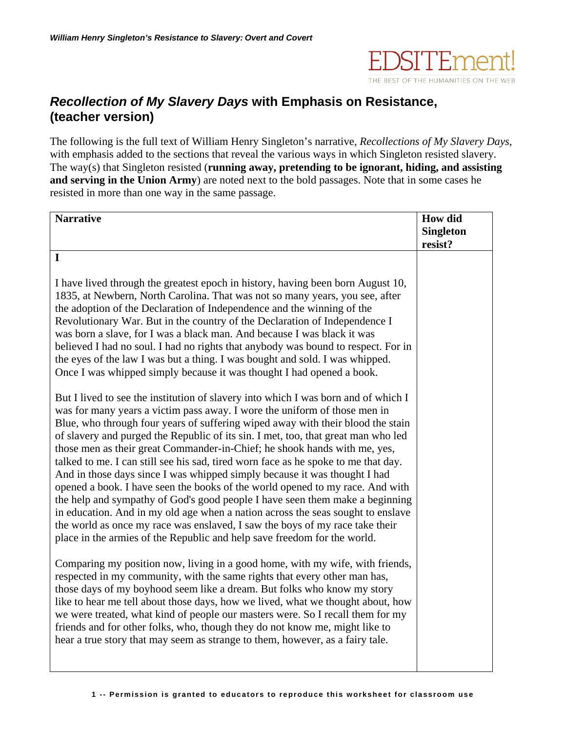## *Recollection of My Slavery Days* with Emphasis on Resistance, (teacher version)

The following is the full text of William Henry Singleton's narrative, *Recollections of My Slavery Days*, with emphasis added to the sections that reveal the various ways in which Singleton resisted slavery. The way(s) that Singleton resisted (**running away, pretending to be ignorant, hiding, and assisting and serving in the Union Army**) are noted next to the bold passages. Note that in some cases he resisted in more than one way in the same passage.

| Narrative | How did Singleton resist? |
|---|---|
| **I**<br><br>I have lived through the greatest epoch in history, having been born August 10, 1835, at Newbern, North Carolina. That was not so many years, you see, after the adoption of the Declaration of Independence and the winning of the Revolutionary War. But in the country of the Declaration of Independence I was born a slave, for I was a black man. And because I was black it was believed I had no soul. I had no rights that anybody was bound to respect. For in the eyes of the law I was but a thing. I was bought and sold. I was whipped. Once I was whipped simply because it was thought I had opened a book.<br><br>But I lived to see the institution of slavery into which I was born and of which I was for many years a victim pass away. I wore the uniform of those men in Blue, who through four years of suffering wiped away with their blood the stain of slavery and purged the Republic of its sin. I met, too, that great man who led those men as their great Commander-in-Chief; he shook hands with me, yes, talked to me. I can still see his sad, tired worn face as he spoke to me that day. And in those days since I was whipped simply because it was thought I had opened a book. I have seen the books of the world opened to my race. And with the help and sympathy of God's good people I have seen them make a beginning in education. And in my old age when a nation across the seas sought to enslave the world as once my race was enslaved, I saw the boys of my race take their place in the armies of the Republic and help save freedom for the world.<br><br>Comparing my position now, living in a good home, with my wife, with friends, respected in my community, with the same rights that every other man has, those days of my boyhood seem like a dream. But folks who know my story like to hear me tell about those days, how we lived, what we thought about, how we were treated, what kind of people our masters were. So I recall them for my friends and for other folks, who, though they do not know me, might like to hear a true story that may seem as strange to them, however, as a fairy tale. | |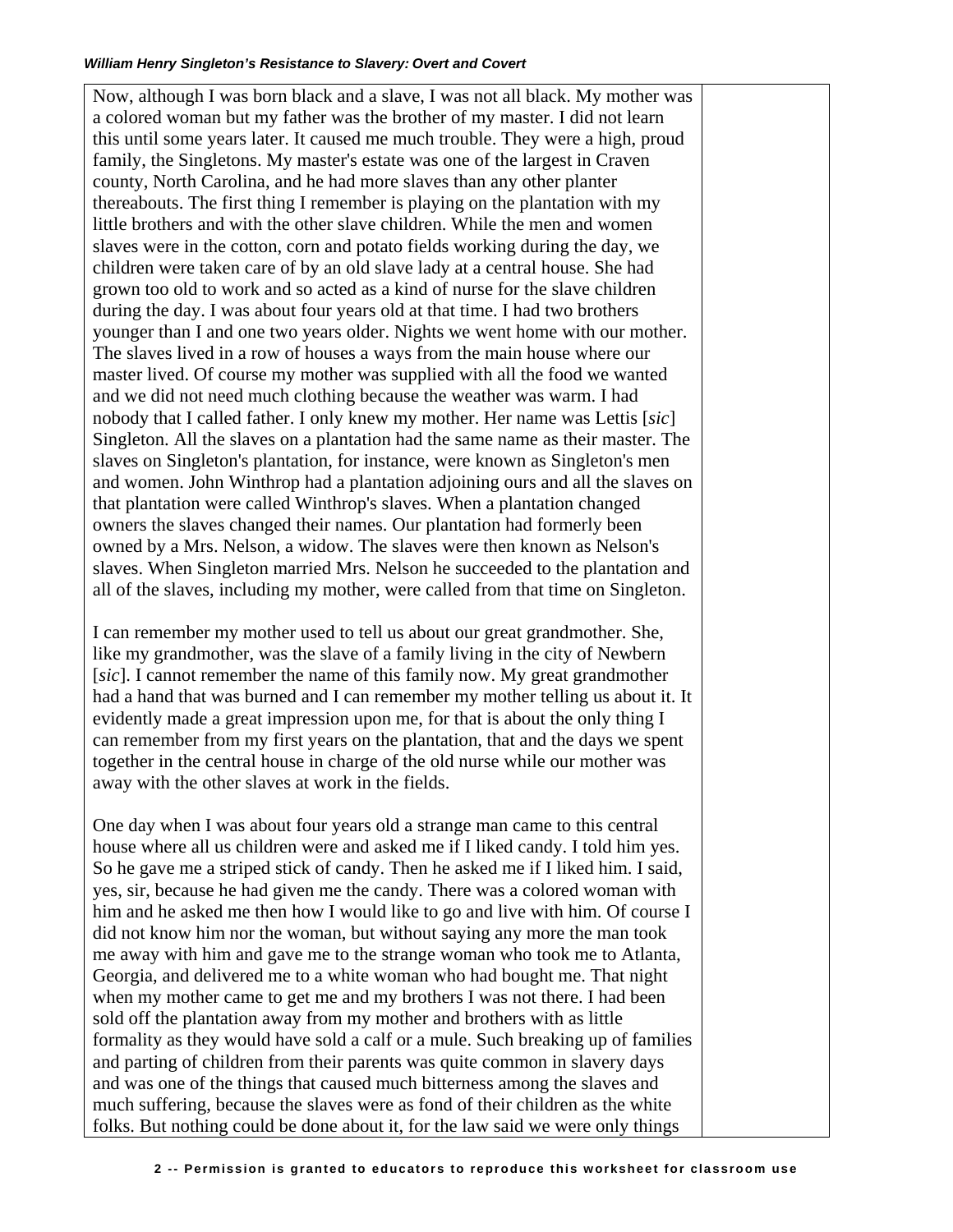Now, although I was born black and a slave, I was not all black. My mother was a colored woman but my father was the brother of my master. I did not learn this until some years later. It caused me much trouble. They were a high, proud family, the Singletons. My master's estate was one of the largest in Craven county, North Carolina, and he had more slaves than any other planter thereabouts. The first thing I remember is playing on the plantation with my little brothers and with the other slave children. While the men and women slaves were in the cotton, corn and potato fields working during the day, we children were taken care of by an old slave lady at a central house. She had grown too old to work and so acted as a kind of nurse for the slave children during the day. I was about four years old at that time. I had two brothers younger than I and one two years older. Nights we went home with our mother. The slaves lived in a row of houses a ways from the main house where our master lived. Of course my mother was supplied with all the food we wanted and we did not need much clothing because the weather was warm. I had nobody that I called father. I only knew my mother. Her name was Lettis [*sic*] Singleton. All the slaves on a plantation had the same name as their master. The slaves on Singleton's plantation, for instance, were known as Singleton's men and women. John Winthrop had a plantation adjoining ours and all the slaves on that plantation were called Winthrop's slaves. When a plantation changed owners the slaves changed their names. Our plantation had formerly been owned by a Mrs. Nelson, a widow. The slaves were then known as Nelson's slaves. When Singleton married Mrs. Nelson he succeeded to the plantation and all of the slaves, including my mother, were called from that time on Singleton.

I can remember my mother used to tell us about our great grandmother. She, like my grandmother, was the slave of a family living in the city of Newbern [*sic*]. I cannot remember the name of this family now. My great grandmother had a hand that was burned and I can remember my mother telling us about it. It evidently made a great impression upon me, for that is about the only thing I can remember from my first years on the plantation, that and the days we spent together in the central house in charge of the old nurse while our mother was away with the other slaves at work in the fields.

One day when I was about four years old a strange man came to this central house where all us children were and asked me if I liked candy. I told him yes. So he gave me a striped stick of candy. Then he asked me if I liked him. I said, yes, sir, because he had given me the candy. There was a colored woman with him and he asked me then how I would like to go and live with him. Of course I did not know him nor the woman, but without saying any more the man took me away with him and gave me to the strange woman who took me to Atlanta, Georgia, and delivered me to a white woman who had bought me. That night when my mother came to get me and my brothers I was not there. I had been sold off the plantation away from my mother and brothers with as little formality as they would have sold a calf or a mule. Such breaking up of families and parting of children from their parents was quite common in slavery days and was one of the things that caused much bitterness among the slaves and much suffering, because the slaves were as fond of their children as the white folks. But nothing could be done about it, for the law said we were only things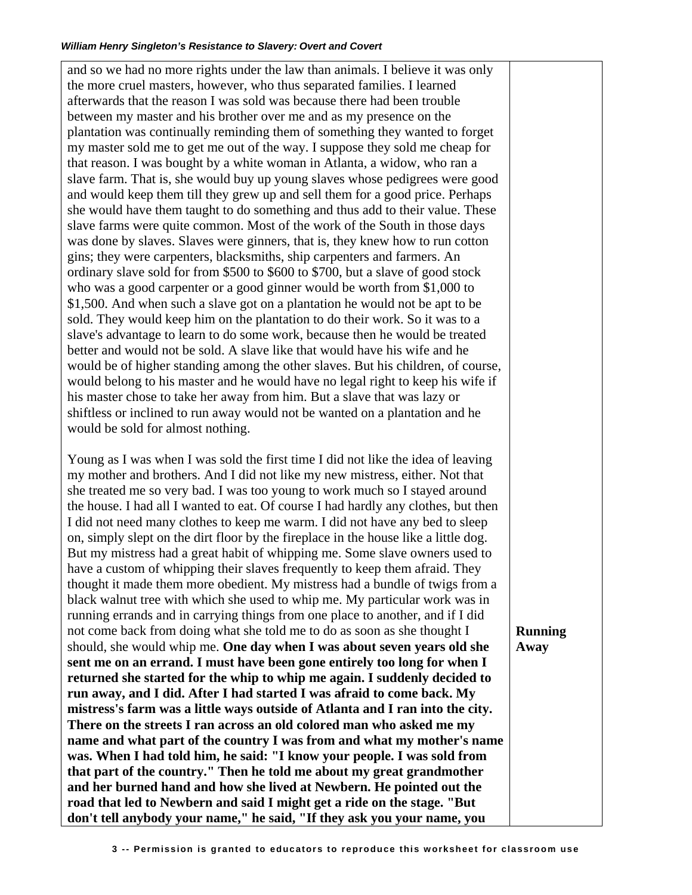| | |
|---|---|
| and so we had no more rights under the law than animals. I believe it was only the more cruel masters, however, who thus separated families. I learned afterwards that the reason I was sold was because there had been trouble between my master and his brother over me and as my presence on the plantation was continually reminding them of something they wanted to forget my master sold me to get me out of the way. I suppose they sold me cheap for that reason. I was bought by a white woman in Atlanta, a widow, who ran a slave farm. That is, she would buy up young slaves whose pedigrees were good and would keep them till they grew up and sell them for a good price. Perhaps she would have them taught to do something and thus add to their value. These slave farms were quite common. Most of the work of the South in those days was done by slaves. Slaves were ginners, that is, they knew how to run cotton gins; they were carpenters, blacksmiths, ship carpenters and farmers. An ordinary slave sold for from \$500 to \$600 to \$700, but a slave of good stock who was a good carpenter or a good ginner would be worth from \$1,000 to \$1,500. And when such a slave got on a plantation he would not be apt to be sold. They would keep him on the plantation to do their work. So it was to a slave's advantage to learn to do some work, because then he would be treated better and would not be sold. A slave like that would have his wife and he would be of higher standing among the other slaves. But his children, of course, would belong to his master and he would have no legal right to keep his wife if his master chose to take her away from him. But a slave that was lazy or shiftless or inclined to run away would not be wanted on a plantation and he would be sold for almost nothing.<br><br>Young as I was when I was sold the first time I did not like the idea of leaving my mother and brothers. And I did not like my new mistress, either. Not that she treated me so very bad. I was too young to work much so I stayed around the house. I had all I wanted to eat. Of course I had hardly any clothes, but then I did not need many clothes to keep me warm. I did not have any bed to sleep on, simply slept on the dirt floor by the fireplace in the house like a little dog. But my mistress had a great habit of whipping me. Some slave owners used to have a custom of whipping their slaves frequently to keep them afraid. They thought it made them more obedient. My mistress had a bundle of twigs from a black walnut tree with which she used to whip me. My particular work was in running errands and in carrying things from one place to another, and if I did not come back from doing what she told me to do as soon as she thought I should, she would whip me. **One day when I was about seven years old she sent me on an errand. I must have been gone entirely too long for when I returned she started for the whip to whip me again. I suddenly decided to run away, and I did. After I had started I was afraid to come back. My mistress's farm was a little ways outside of Atlanta and I ran into the city. There on the streets I ran across an old colored man who asked me my name and what part of the country I was from and what my mother's name was. When I had told him, he said: "I know your people. I was sold from that part of the country." Then he told me about my great grandmother and her burned hand and how she lived at Newbern. He pointed out the road that led to Newbern and said I might get a ride on the stage. "But don't tell anybody your name," he said, "If they ask you your name, you** | **Running Away** |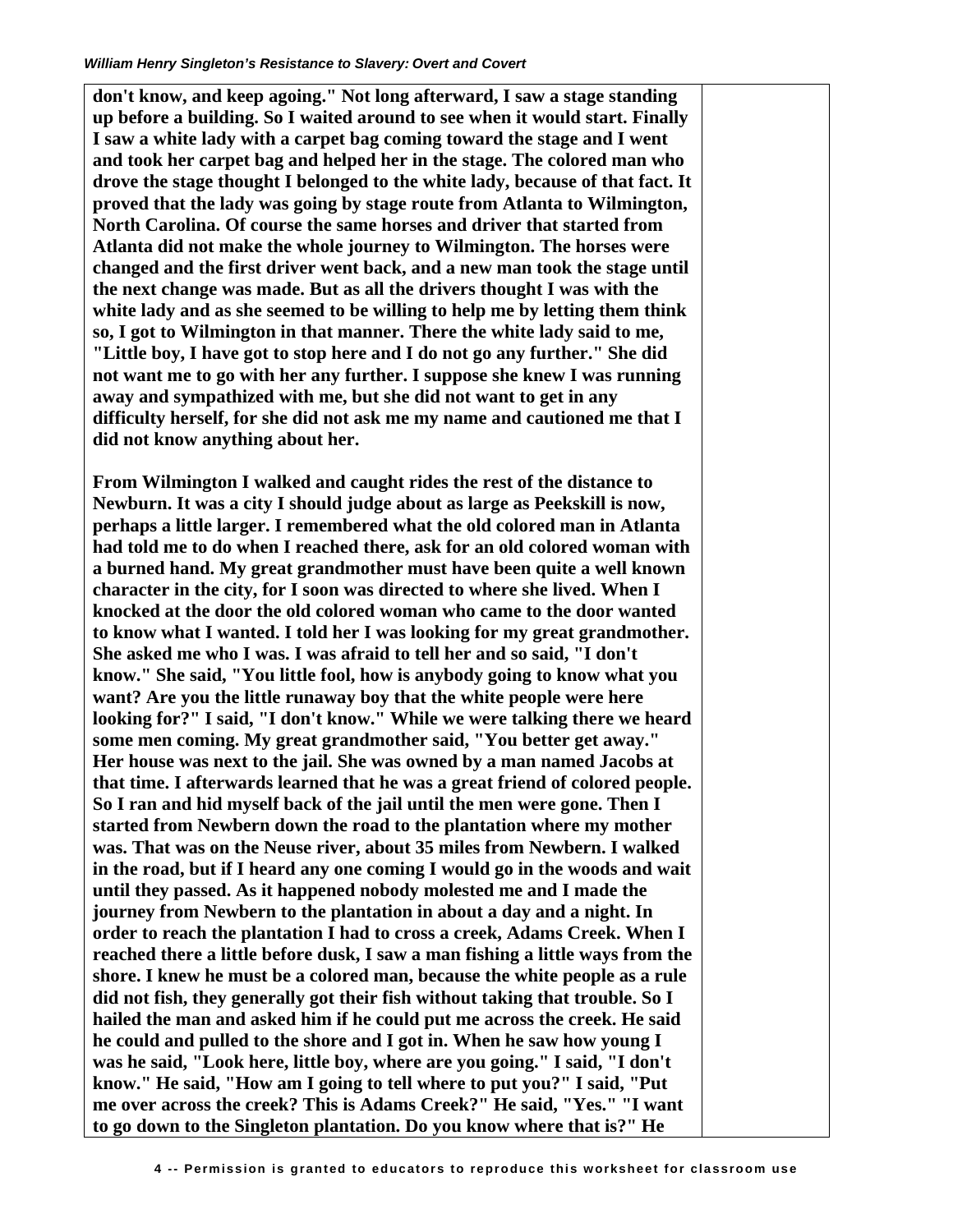**don't know, and keep agoing." Not long afterward, I saw a stage standing up before a building. So I waited around to see when it would start. Finally I saw a white lady with a carpet bag coming toward the stage and I went and took her carpet bag and helped her in the stage. The colored man who drove the stage thought I belonged to the white lady, because of that fact. It proved that the lady was going by stage route from Atlanta to Wilmington, North Carolina. Of course the same horses and driver that started from Atlanta did not make the whole journey to Wilmington. The horses were changed and the first driver went back, and a new man took the stage until the next change was made. But as all the drivers thought I was with the white lady and as she seemed to be willing to help me by letting them think so, I got to Wilmington in that manner. There the white lady said to me, "Little boy, I have got to stop here and I do not go any further." She did not want me to go with her any further. I suppose she knew I was running away and sympathized with me, but she did not want to get in any difficulty herself, for she did not ask me my name and cautioned me that I did not know anything about her.**

**From Wilmington I walked and caught rides the rest of the distance to Newburn. It was a city I should judge about as large as Peekskill is now, perhaps a little larger. I remembered what the old colored man in Atlanta had told me to do when I reached there, ask for an old colored woman with a burned hand. My great grandmother must have been quite a well known character in the city, for I soon was directed to where she lived. When I knocked at the door the old colored woman who came to the door wanted to know what I wanted. I told her I was looking for my great grandmother. She asked me who I was. I was afraid to tell her and so said, "I don't know." She said, "You little fool, how is anybody going to know what you want? Are you the little runaway boy that the white people were here looking for?" I said, "I don't know." While we were talking there we heard some men coming. My great grandmother said, "You better get away." Her house was next to the jail. She was owned by a man named Jacobs at that time. I afterwards learned that he was a great friend of colored people. So I ran and hid myself back of the jail until the men were gone. Then I started from Newbern down the road to the plantation where my mother was. That was on the Neuse river, about 35 miles from Newbern. I walked in the road, but if I heard any one coming I would go in the woods and wait until they passed. As it happened nobody molested me and I made the journey from Newbern to the plantation in about a day and a night. In order to reach the plantation I had to cross a creek, Adams Creek. When I reached there a little before dusk, I saw a man fishing a little ways from the shore. I knew he must be a colored man, because the white people as a rule did not fish, they generally got their fish without taking that trouble. So I hailed the man and asked him if he could put me across the creek. He said he could and pulled to the shore and I got in. When he saw how young I was he said, "Look here, little boy, where are you going." I said, "I don't know." He said, "How am I going to tell where to put you?" I said, "Put me over across the creek? This is Adams Creek?" He said, "Yes." "I want to go down to the Singleton plantation. Do you know where that is?" He**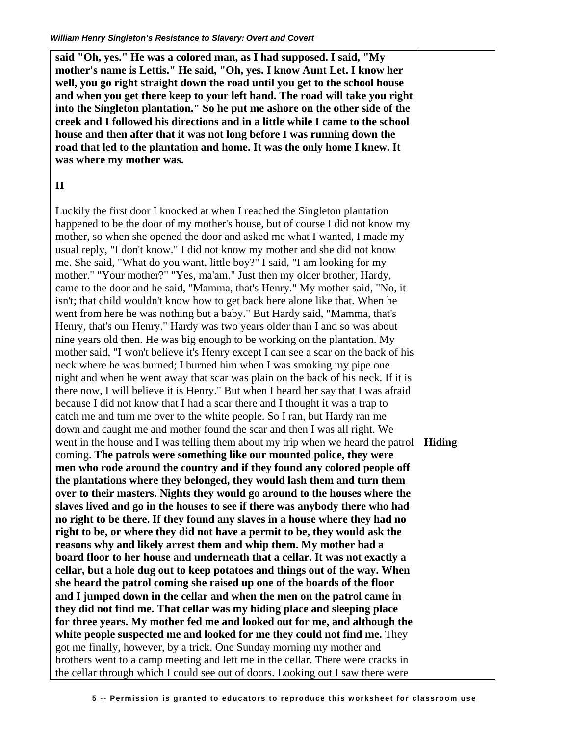| | |
|---|---|
| **said "Oh, yes." He was a colored man, as I had supposed. I said, "My mother's name is Lettis." He said, "Oh, yes. I know Aunt Let. I know her well, you go right straight down the road until you get to the school house and when you get there keep to your left hand. The road will take you right into the Singleton plantation." So he put me ashore on the other side of the creek and I followed his directions and in a little while I came to the school house and then after that it was not long before I was running down the road that led to the plantation and home. It was the only home I knew. It was where my mother was.**<br><br>**II**<br><br>Luckily the first door I knocked at when I reached the Singleton plantation happened to be the door of my mother's house, but of course I did not know my mother, so when she opened the door and asked me what I wanted, I made my usual reply, "I don't know." I did not know my mother and she did not know me. She said, "What do you want, little boy?" I said, "I am looking for my mother." "Your mother?" "Yes, ma'am." Just then my older brother, Hardy, came to the door and he said, "Mamma, that's Henry." My mother said, "No, it isn't; that child wouldn't know how to get back here alone like that. When he went from here he was nothing but a baby." But Hardy said, "Mamma, that's Henry, that's our Henry." Hardy was two years older than I and so was about nine years old then. He was big enough to be working on the plantation. My mother said, "I won't believe it's Henry except I can see a scar on the back of his neck where he was burned; I burned him when I was smoking my pipe one night and when he went away that scar was plain on the back of his neck. If it is there now, I will believe it is Henry." But when I heard her say that I was afraid because I did not know that I had a scar there and I thought it was a trap to catch me and turn me over to the white people. So I ran, but Hardy ran me down and caught me and mother found the scar and then I was all right. We went in the house and I was telling them about my trip when we heard the patrol coming. **The patrols were something like our mounted police, they were men who rode around the country and if they found any colored people off the plantations where they belonged, they would lash them and turn them over to their masters. Nights they would go around to the houses where the slaves lived and go in the houses to see if there was anybody there who had no right to be there. If they found any slaves in a house where they had no right to be, or where they did not have a permit to be, they would ask the reasons why and likely arrest them and whip them. My mother had a board floor to her house and underneath that a cellar. It was not exactly a cellar, but a hole dug out to keep potatoes and things out of the way. When she heard the patrol coming she raised up one of the boards of the floor and I jumped down in the cellar and when the men on the patrol came in they did not find me. That cellar was my hiding place and sleeping place for three years. My mother fed me and looked out for me, and although the white people suspected me and looked for me they could not find me.** They got me finally, however, by a trick. One Sunday morning my mother and brothers went to a camp meeting and left me in the cellar. There were cracks in the cellar through which I could see out of doors. Looking out I saw there were | **Hiding** |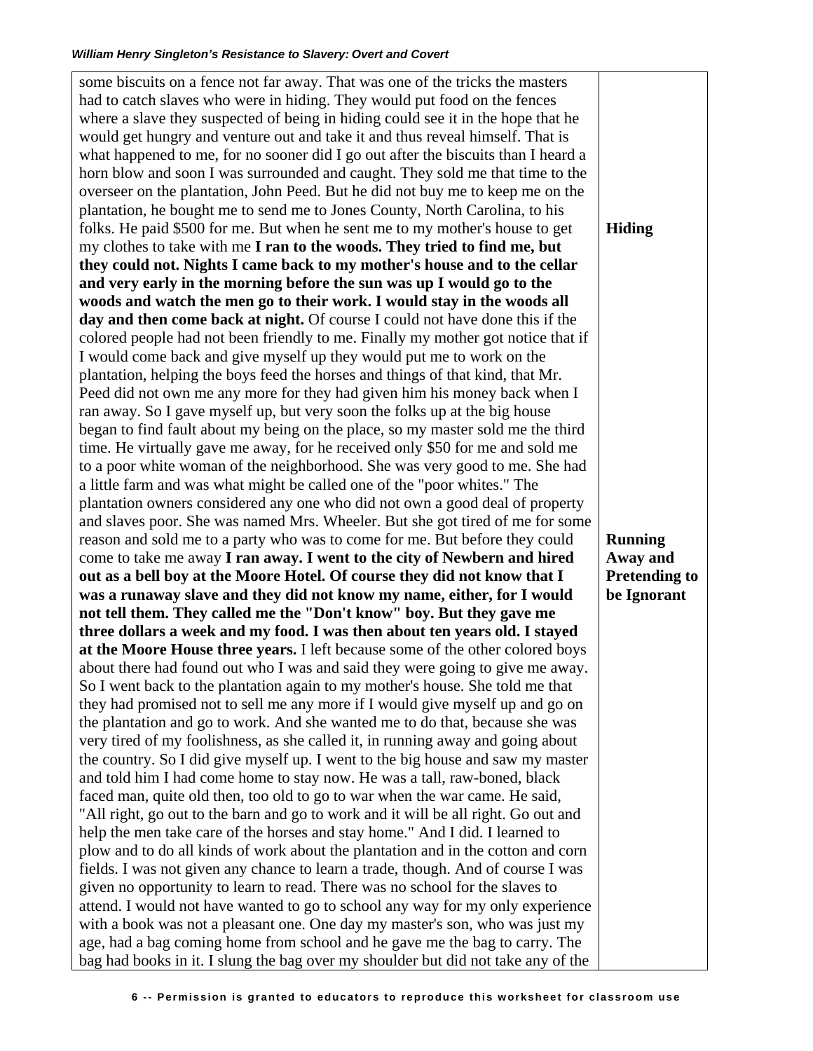| | |
|---|---|
| some biscuits on a fence not far away. That was one of the tricks the masters had to catch slaves who were in hiding. They would put food on the fences where a slave they suspected of being in hiding could see it in the hope that he would get hungry and venture out and take it and thus reveal himself. That is what happened to me, for no sooner did I go out after the biscuits than I heard a horn blow and soon I was surrounded and caught. They sold me that time to the overseer on the plantation, John Peed. But he did not buy me to keep me on the plantation, he bought me to send me to Jones County, North Carolina, to his folks. He paid $500 for me. But when he sent me to my mother's house to get my clothes to take with me **I ran to the woods. They tried to find me, but they could not. Nights I came back to my mother's house and to the cellar and very early in the morning before the sun was up I would go to the woods and watch the men go to their work. I would stay in the woods all day and then come back at night.** Of course I could not have done this if the colored people had not been friendly to me. Finally my mother got notice that if I would come back and give myself up they would put me to work on the plantation, helping the boys feed the horses and things of that kind, that Mr. Peed did not own me any more for they had given him his money back when I ran away. So I gave myself up, but very soon the folks up at the big house began to find fault about my being on the place, so my master sold me the third time. He virtually gave me away, for he received only $50 for me and sold me to a poor white woman of the neighborhood. She was very good to me. She had a little farm and was what might be called one of the "poor whites." The plantation owners considered any one who did not own a good deal of property and slaves poor. She was named Mrs. Wheeler. But she got tired of me for some reason and sold me to a party who was to come for me. But before they could come to take me away **I ran away. I went to the city of Newbern and hired out as a bell boy at the Moore Hotel. Of course they did not know that I was a runaway slave and they did not know my name, either, for I would not tell them. They called me the "Don't know" boy. But they gave me three dollars a week and my food. I was then about ten years old. I stayed at the Moore House three years.** I left because some of the other colored boys about there had found out who I was and said they were going to give me away. So I went back to the plantation again to my mother's house. She told me that they had promised not to sell me any more if I would give myself up and go on the plantation and go to work. And she wanted me to do that, because she was very tired of my foolishness, as she called it, in running away and going about the country. So I did give myself up. I went to the big house and saw my master and told him I had come home to stay now. He was a tall, raw-boned, black faced man, quite old then, too old to go to war when the war came. He said, "All right, go out to the barn and go to work and it will be all right. Go out and help the men take care of the horses and stay home." And I did. I learned to plow and to do all kinds of work about the plantation and in the cotton and corn fields. I was not given any chance to learn a trade, though. And of course I was given no opportunity to learn to read. There was no school for the slaves to attend. I would not have wanted to go to school any way for my only experience with a book was not a pleasant one. One day my master's son, who was just my age, had a bag coming home from school and he gave me the bag to carry. The bag had books in it. I slung the bag over my shoulder but did not take any of the | **Hiding**<br><br>**Running Away and Pretending to be Ignorant** |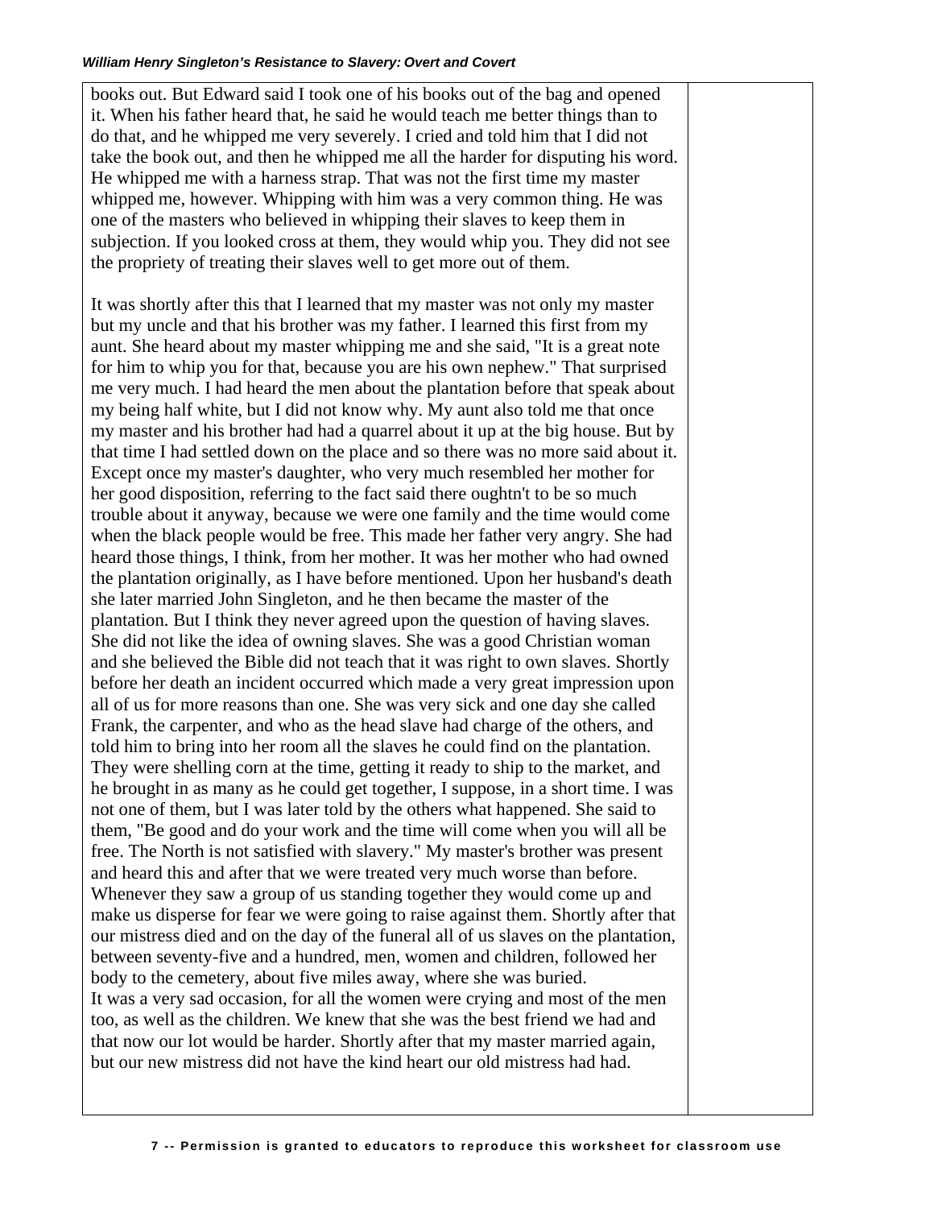books out. But Edward said I took one of his books out of the bag and opened it. When his father heard that, he said he would teach me better things than to do that, and he whipped me very severely. I cried and told him that I did not take the book out, and then he whipped me all the harder for disputing his word. He whipped me with a harness strap. That was not the first time my master whipped me, however. Whipping with him was a very common thing. He was one of the masters who believed in whipping their slaves to keep them in subjection. If you looked cross at them, they would whip you. They did not see the propriety of treating their slaves well to get more out of them.

It was shortly after this that I learned that my master was not only my master but my uncle and that his brother was my father. I learned this first from my aunt. She heard about my master whipping me and she said, "It is a great note for him to whip you for that, because you are his own nephew." That surprised me very much. I had heard the men about the plantation before that speak about my being half white, but I did not know why. My aunt also told me that once my master and his brother had had a quarrel about it up at the big house. But by that time I had settled down on the place and so there was no more said about it. Except once my master's daughter, who very much resembled her mother for her good disposition, referring to the fact said there oughtn't to be so much trouble about it anyway, because we were one family and the time would come when the black people would be free. This made her father very angry. She had heard those things, I think, from her mother. It was her mother who had owned the plantation originally, as I have before mentioned. Upon her husband's death she later married John Singleton, and he then became the master of the plantation. But I think they never agreed upon the question of having slaves. She did not like the idea of owning slaves. She was a good Christian woman and she believed the Bible did not teach that it was right to own slaves. Shortly before her death an incident occurred which made a very great impression upon all of us for more reasons than one. She was very sick and one day she called Frank, the carpenter, and who as the head slave had charge of the others, and told him to bring into her room all the slaves he could find on the plantation. They were shelling corn at the time, getting it ready to ship to the market, and he brought in as many as he could get together, I suppose, in a short time. I was not one of them, but I was later told by the others what happened. She said to them, "Be good and do your work and the time will come when you will all be free. The North is not satisfied with slavery." My master's brother was present and heard this and after that we were treated very much worse than before. Whenever they saw a group of us standing together they would come up and make us disperse for fear we were going to raise against them. Shortly after that our mistress died and on the day of the funeral all of us slaves on the plantation, between seventy-five and a hundred, men, women and children, followed her body to the cemetery, about five miles away, where she was buried.
It was a very sad occasion, for all the women were crying and most of the men too, as well as the children. We knew that she was the best friend we had and that now our lot would be harder. Shortly after that my master married again, but our new mistress did not have the kind heart our old mistress had had.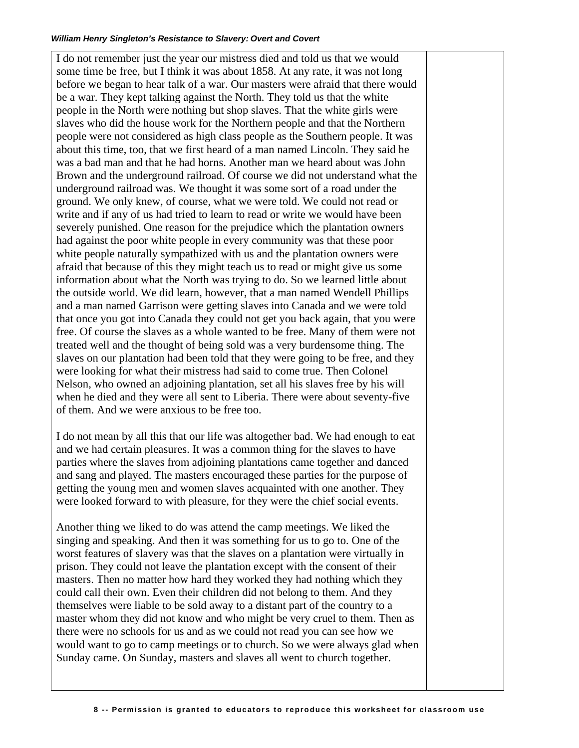I do not remember just the year our mistress died and told us that we would some time be free, but I think it was about 1858. At any rate, it was not long before we began to hear talk of a war. Our masters were afraid that there would be a war. They kept talking against the North. They told us that the white people in the North were nothing but shop slaves. That the white girls were slaves who did the house work for the Northern people and that the Northern people were not considered as high class people as the Southern people. It was about this time, too, that we first heard of a man named Lincoln. They said he was a bad man and that he had horns. Another man we heard about was John Brown and the underground railroad. Of course we did not understand what the underground railroad was. We thought it was some sort of a road under the ground. We only knew, of course, what we were told. We could not read or write and if any of us had tried to learn to read or write we would have been severely punished. One reason for the prejudice which the plantation owners had against the poor white people in every community was that these poor white people naturally sympathized with us and the plantation owners were afraid that because of this they might teach us to read or might give us some information about what the North was trying to do. So we learned little about the outside world. We did learn, however, that a man named Wendell Phillips and a man named Garrison were getting slaves into Canada and we were told that once you got into Canada they could not get you back again, that you were free. Of course the slaves as a whole wanted to be free. Many of them were not treated well and the thought of being sold was a very burdensome thing. The slaves on our plantation had been told that they were going to be free, and they were looking for what their mistress had said to come true. Then Colonel Nelson, who owned an adjoining plantation, set all his slaves free by his will when he died and they were all sent to Liberia. There were about seventy-five of them. And we were anxious to be free too.

I do not mean by all this that our life was altogether bad. We had enough to eat and we had certain pleasures. It was a common thing for the slaves to have parties where the slaves from adjoining plantations came together and danced and sang and played. The masters encouraged these parties for the purpose of getting the young men and women slaves acquainted with one another. They were looked forward to with pleasure, for they were the chief social events.

Another thing we liked to do was attend the camp meetings. We liked the singing and speaking. And then it was something for us to go to. One of the worst features of slavery was that the slaves on a plantation were virtually in prison. They could not leave the plantation except with the consent of their masters. Then no matter how hard they worked they had nothing which they could call their own. Even their children did not belong to them. And they themselves were liable to be sold away to a distant part of the country to a master whom they did not know and who might be very cruel to them. Then as there were no schools for us and as we could not read you can see how we would want to go to camp meetings or to church. So we were always glad when Sunday came. On Sunday, masters and slaves all went to church together.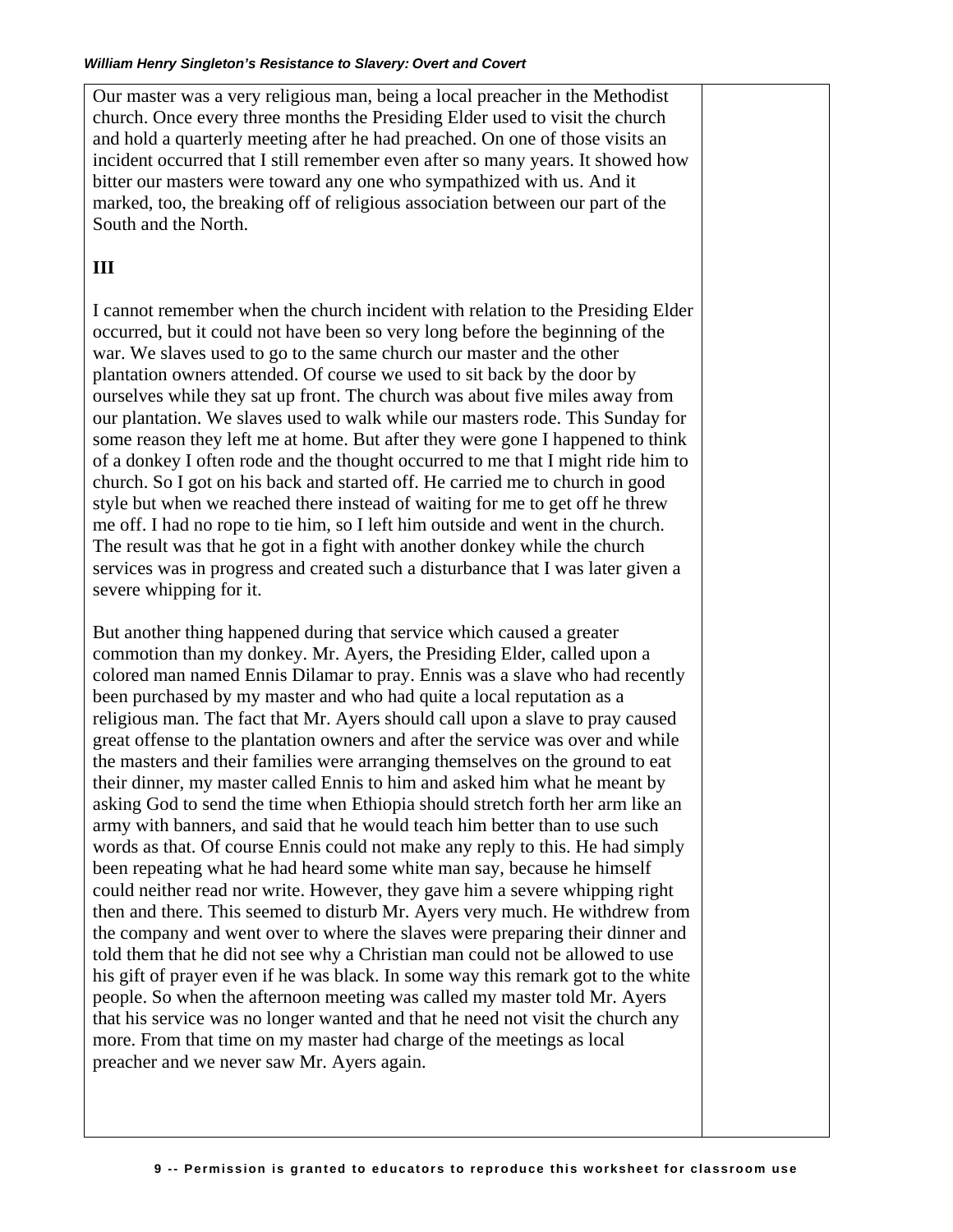Our master was a very religious man, being a local preacher in the Methodist church. Once every three months the Presiding Elder used to visit the church and hold a quarterly meeting after he had preached. On one of those visits an incident occurred that I still remember even after so many years. It showed how bitter our masters were toward any one who sympathized with us. And it marked, too, the breaking off of religious association between our part of the South and the North.

**III**

I cannot remember when the church incident with relation to the Presiding Elder occurred, but it could not have been so very long before the beginning of the war. We slaves used to go to the same church our master and the other plantation owners attended. Of course we used to sit back by the door by ourselves while they sat up front. The church was about five miles away from our plantation. We slaves used to walk while our masters rode. This Sunday for some reason they left me at home. But after they were gone I happened to think of a donkey I often rode and the thought occurred to me that I might ride him to church. So I got on his back and started off. He carried me to church in good style but when we reached there instead of waiting for me to get off he threw me off. I had no rope to tie him, so I left him outside and went in the church. The result was that he got in a fight with another donkey while the church services was in progress and created such a disturbance that I was later given a severe whipping for it.

But another thing happened during that service which caused a greater commotion than my donkey. Mr. Ayers, the Presiding Elder, called upon a colored man named Ennis Dilamar to pray. Ennis was a slave who had recently been purchased by my master and who had quite a local reputation as a religious man. The fact that Mr. Ayers should call upon a slave to pray caused great offense to the plantation owners and after the service was over and while the masters and their families were arranging themselves on the ground to eat their dinner, my master called Ennis to him and asked him what he meant by asking God to send the time when Ethiopia should stretch forth her arm like an army with banners, and said that he would teach him better than to use such words as that. Of course Ennis could not make any reply to this. He had simply been repeating what he had heard some white man say, because he himself could neither read nor write. However, they gave him a severe whipping right then and there. This seemed to disturb Mr. Ayers very much. He withdrew from the company and went over to where the slaves were preparing their dinner and told them that he did not see why a Christian man could not be allowed to use his gift of prayer even if he was black. In some way this remark got to the white people. So when the afternoon meeting was called my master told Mr. Ayers that his service was no longer wanted and that he need not visit the church any more. From that time on my master had charge of the meetings as local preacher and we never saw Mr. Ayers again.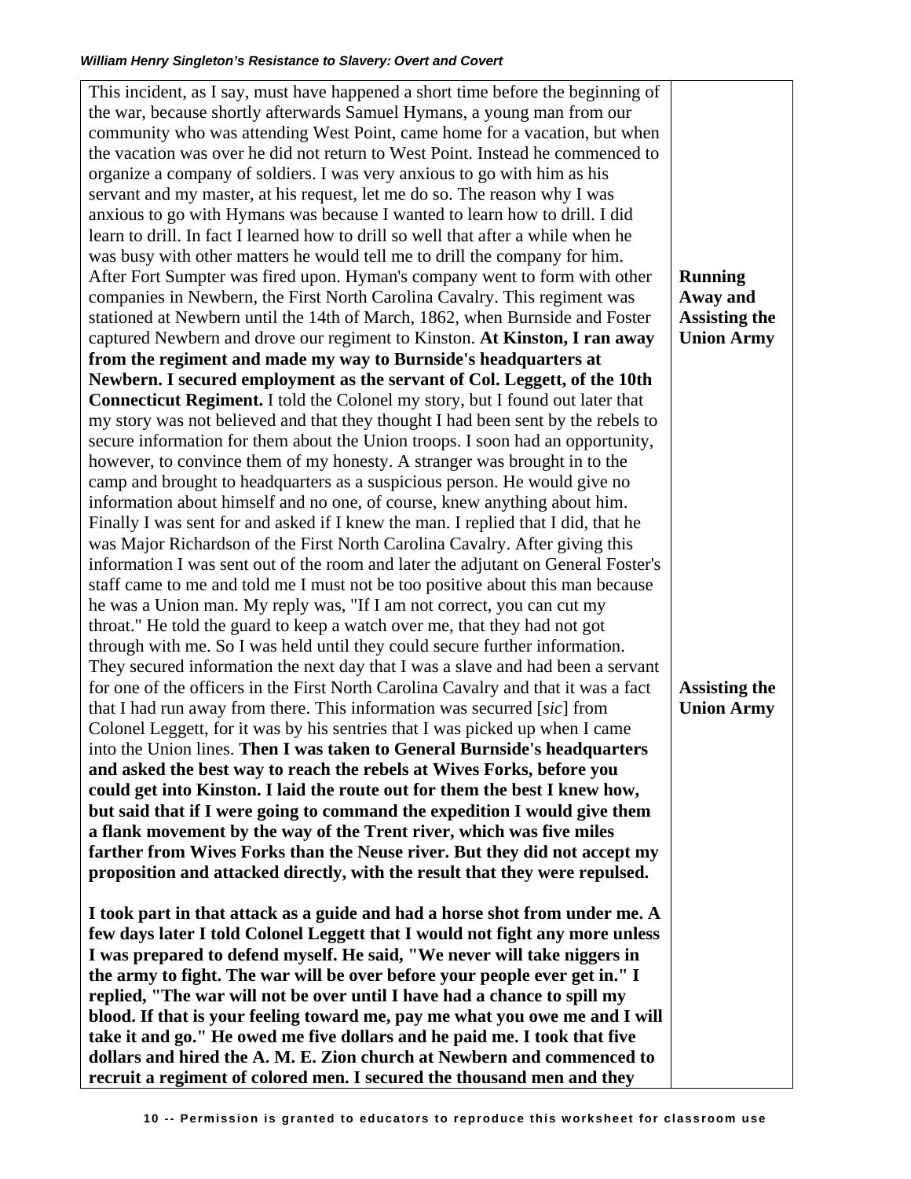| | |
|---|---|
| This incident, as I say, must have happened a short time before the beginning of the war, because shortly afterwards Samuel Hymans, a young man from our community who was attending West Point, came home for a vacation, but when the vacation was over he did not return to West Point. Instead he commenced to organize a company of soldiers. I was very anxious to go with him as his servant and my master, at his request, let me do so. The reason why I was anxious to go with Hymans was because I wanted to learn how to drill. I did learn to drill. In fact I learned how to drill so well that after a while when he was busy with other matters he would tell me to drill the company for him. After Fort Sumpter was fired upon. Hyman's company went to form with other companies in Newbern, the First North Carolina Cavalry. This regiment was stationed at Newbern until the 14th of March, 1862, when Burnside and Foster captured Newbern and drove our regiment to Kinston. **At Kinston, I ran away from the regiment and made my way to Burnside's headquarters at Newbern. I secured employment as the servant of Col. Leggett, of the 10th Connecticut Regiment.** I told the Colonel my story, but I found out later that my story was not believed and that they thought I had been sent by the rebels to secure information for them about the Union troops. I soon had an opportunity, however, to convince them of my honesty. A stranger was brought in to the camp and brought to headquarters as a suspicious person. He would give no information about himself and no one, of course, knew anything about him. Finally I was sent for and asked if I knew the man. I replied that I did, that he was Major Richardson of the First North Carolina Cavalry. After giving this information I was sent out of the room and later the adjutant on General Foster's staff came to me and told me I must not be too positive about this man because he was a Union man. My reply was, "If I am not correct, you can cut my throat." He told the guard to keep a watch over me, that they had not got through with me. So I was held until they could secure further information. They secured information the next day that I was a slave and had been a servant for one of the officers in the First North Carolina Cavalry and that it was a fact that I had run away from there. This information was securred [*sic*] from Colonel Leggett, for it was by his sentries that I was picked up when I came into the Union lines. **Then I was taken to General Burnside's headquarters and asked the best way to reach the rebels at Wives Forks, before you could get into Kinston. I laid the route out for them the best I knew how, but said that if I were going to command the expedition I would give them a flank movement by the way of the Trent river, which was five miles farther from Wives Forks than the Neuse river. But they did not accept my proposition and attacked directly, with the result that they were repulsed.**<br><br>**I took part in that attack as a guide and had a horse shot from under me. A few days later I told Colonel Leggett that I would not fight any more unless I was prepared to defend myself. He said, "We never will take niggers in the army to fight. The war will be over before your people ever get in." I replied, "The war will not be over until I have had a chance to spill my blood. If that is your feeling toward me, pay me what you owe me and I will take it and go." He owed me five dollars and he paid me. I took that five dollars and hired the A. M. E. Zion church at Newbern and commenced to recruit a regiment of colored men. I secured the thousand men and they** | **Running Away and Assisting the Union Army**<br><br>**Assisting the Union Army** |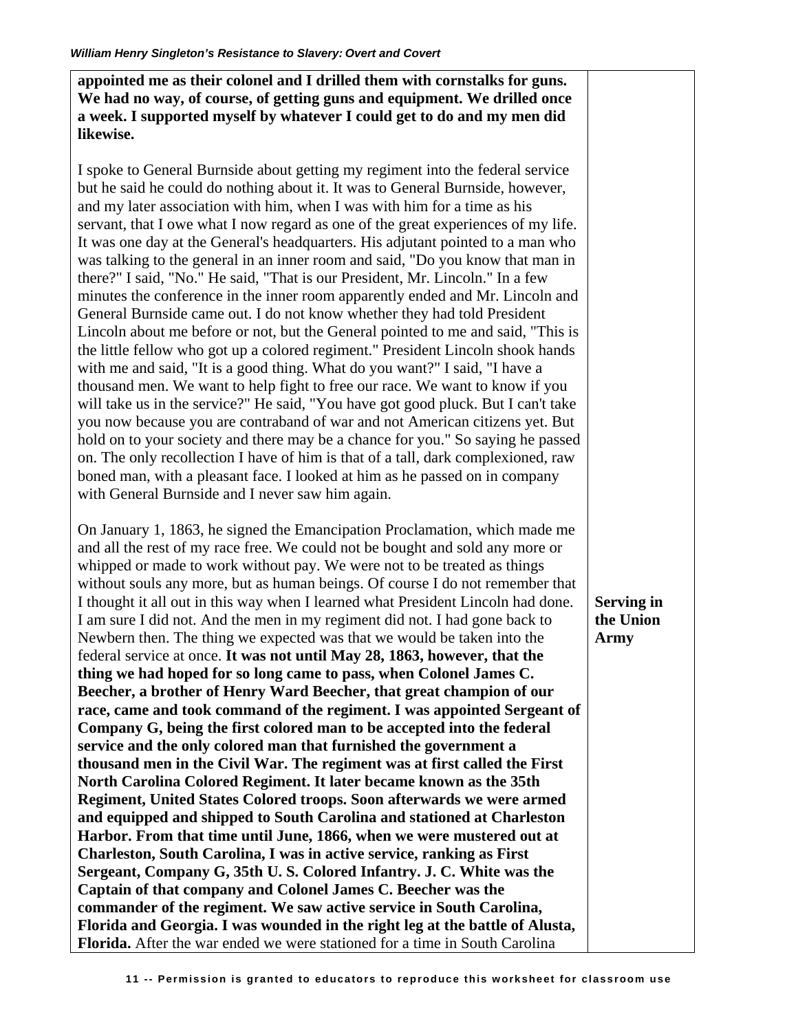**appointed me as their colonel and I drilled them with cornstalks for guns. We had no way, of course, of getting guns and equipment. We drilled once a week. I supported myself by whatever I could get to do and my men did likewise.**

I spoke to General Burnside about getting my regiment into the federal service but he said he could do nothing about it. It was to General Burnside, however, and my later association with him, when I was with him for a time as his servant, that I owe what I now regard as one of the great experiences of my life. It was one day at the General's headquarters. His adjutant pointed to a man who was talking to the general in an inner room and said, "Do you know that man in there?" I said, "No." He said, "That is our President, Mr. Lincoln." In a few minutes the conference in the inner room apparently ended and Mr. Lincoln and General Burnside came out. I do not know whether they had told President Lincoln about me before or not, but the General pointed to me and said, "This is the little fellow who got up a colored regiment." President Lincoln shook hands with me and said, "It is a good thing. What do you want?" I said, "I have a thousand men. We want to help fight to free our race. We want to know if you will take us in the service?" He said, "You have got good pluck. But I can't take you now because you are contraband of war and not American citizens yet. But hold on to your society and there may be a chance for you." So saying he passed on. The only recollection I have of him is that of a tall, dark complexioned, raw boned man, with a pleasant face. I looked at him as he passed on in company with General Burnside and I never saw him again.

**Serving in the Union Army**

On January 1, 1863, he signed the Emancipation Proclamation, which made me and all the rest of my race free. We could not be bought and sold any more or whipped or made to work without pay. We were not to be treated as things without souls any more, but as human beings. Of course I do not remember that I thought it all out in this way when I learned what President Lincoln had done. I am sure I did not. And the men in my regiment did not. I had gone back to Newbern then. The thing we expected was that we would be taken into the federal service at once. **It was not until May 28, 1863, however, that the thing we had hoped for so long came to pass, when Colonel James C. Beecher, a brother of Henry Ward Beecher, that great champion of our race, came and took command of the regiment. I was appointed Sergeant of Company G, being the first colored man to be accepted into the federal service and the only colored man that furnished the government a thousand men in the Civil War. The regiment was at first called the First North Carolina Colored Regiment. It later became known as the 35th Regiment, United States Colored troops. Soon afterwards we were armed and equipped and shipped to South Carolina and stationed at Charleston Harbor. From that time until June, 1866, when we were mustered out at Charleston, South Carolina, I was in active service, ranking as First Sergeant, Company G, 35th U. S. Colored Infantry. J. C. White was the Captain of that company and Colonel James C. Beecher was the commander of the regiment. We saw active service in South Carolina, Florida and Georgia. I was wounded in the right leg at the battle of Alusta, Florida.** After the war ended we were stationed for a time in South Carolina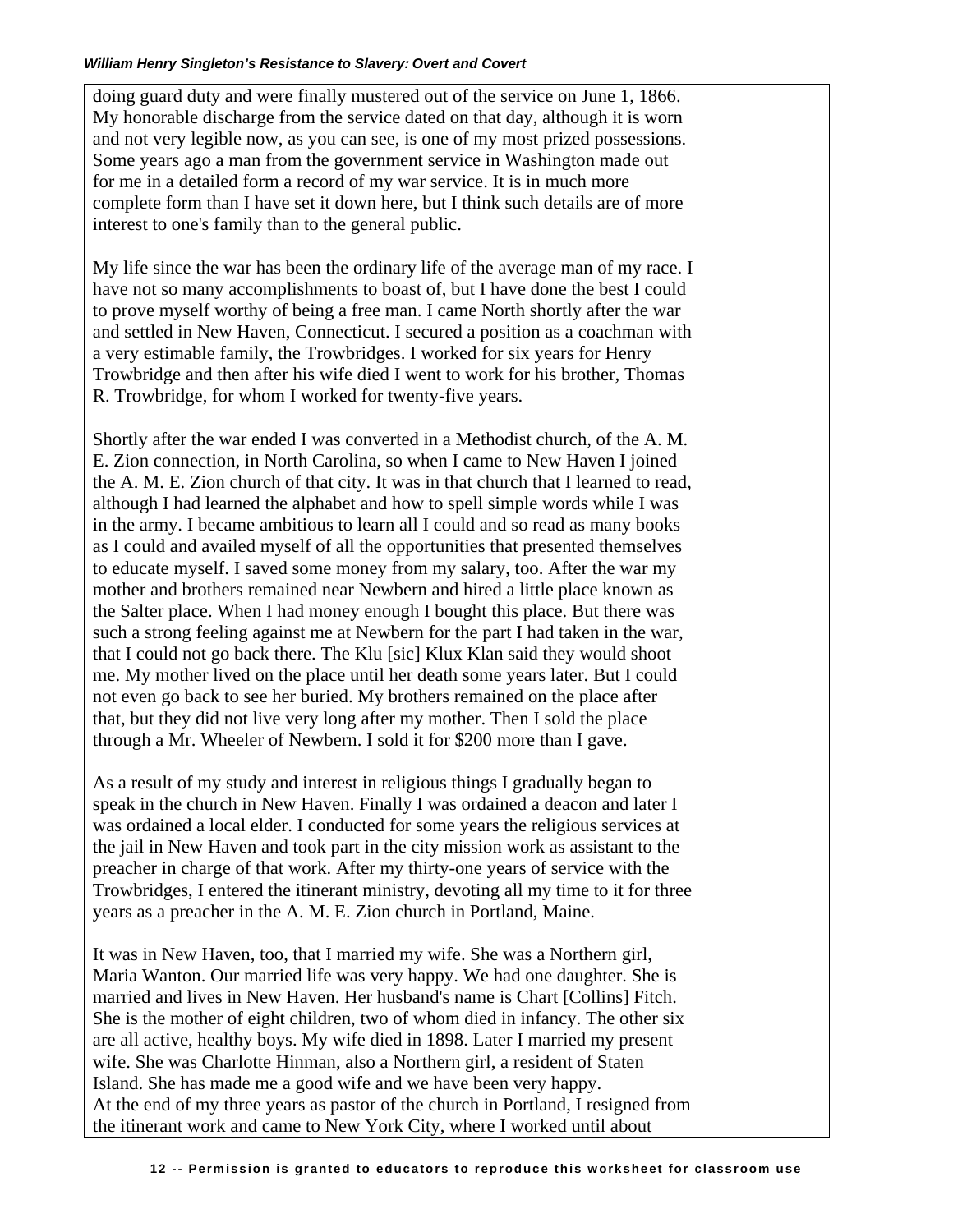doing guard duty and were finally mustered out of the service on June 1, 1866. My honorable discharge from the service dated on that day, although it is worn and not very legible now, as you can see, is one of my most prized possessions. Some years ago a man from the government service in Washington made out for me in a detailed form a record of my war service. It is in much more complete form than I have set it down here, but I think such details are of more interest to one's family than to the general public.

My life since the war has been the ordinary life of the average man of my race. I have not so many accomplishments to boast of, but I have done the best I could to prove myself worthy of being a free man. I came North shortly after the war and settled in New Haven, Connecticut. I secured a position as a coachman with a very estimable family, the Trowbridges. I worked for six years for Henry Trowbridge and then after his wife died I went to work for his brother, Thomas R. Trowbridge, for whom I worked for twenty-five years.

Shortly after the war ended I was converted in a Methodist church, of the A. M. E. Zion connection, in North Carolina, so when I came to New Haven I joined the A. M. E. Zion church of that city. It was in that church that I learned to read, although I had learned the alphabet and how to spell simple words while I was in the army. I became ambitious to learn all I could and so read as many books as I could and availed myself of all the opportunities that presented themselves to educate myself. I saved some money from my salary, too. After the war my mother and brothers remained near Newbern and hired a little place known as the Salter place. When I had money enough I bought this place. But there was such a strong feeling against me at Newbern for the part I had taken in the war, that I could not go back there. The Klu [sic] Klux Klan said they would shoot me. My mother lived on the place until her death some years later. But I could not even go back to see her buried. My brothers remained on the place after that, but they did not live very long after my mother. Then I sold the place through a Mr. Wheeler of Newbern. I sold it for $200 more than I gave.

As a result of my study and interest in religious things I gradually began to speak in the church in New Haven. Finally I was ordained a deacon and later I was ordained a local elder. I conducted for some years the religious services at the jail in New Haven and took part in the city mission work as assistant to the preacher in charge of that work. After my thirty-one years of service with the Trowbridges, I entered the itinerant ministry, devoting all my time to it for three years as a preacher in the A. M. E. Zion church in Portland, Maine.

It was in New Haven, too, that I married my wife. She was a Northern girl, Maria Wanton. Our married life was very happy. We had one daughter. She is married and lives in New Haven. Her husband's name is Chart [Collins] Fitch. She is the mother of eight children, two of whom died in infancy. The other six are all active, healthy boys. My wife died in 1898. Later I married my present wife. She was Charlotte Hinman, also a Northern girl, a resident of Staten Island. She has made me a good wife and we have been very happy.
At the end of my three years as pastor of the church in Portland, I resigned from the itinerant work and came to New York City, where I worked until about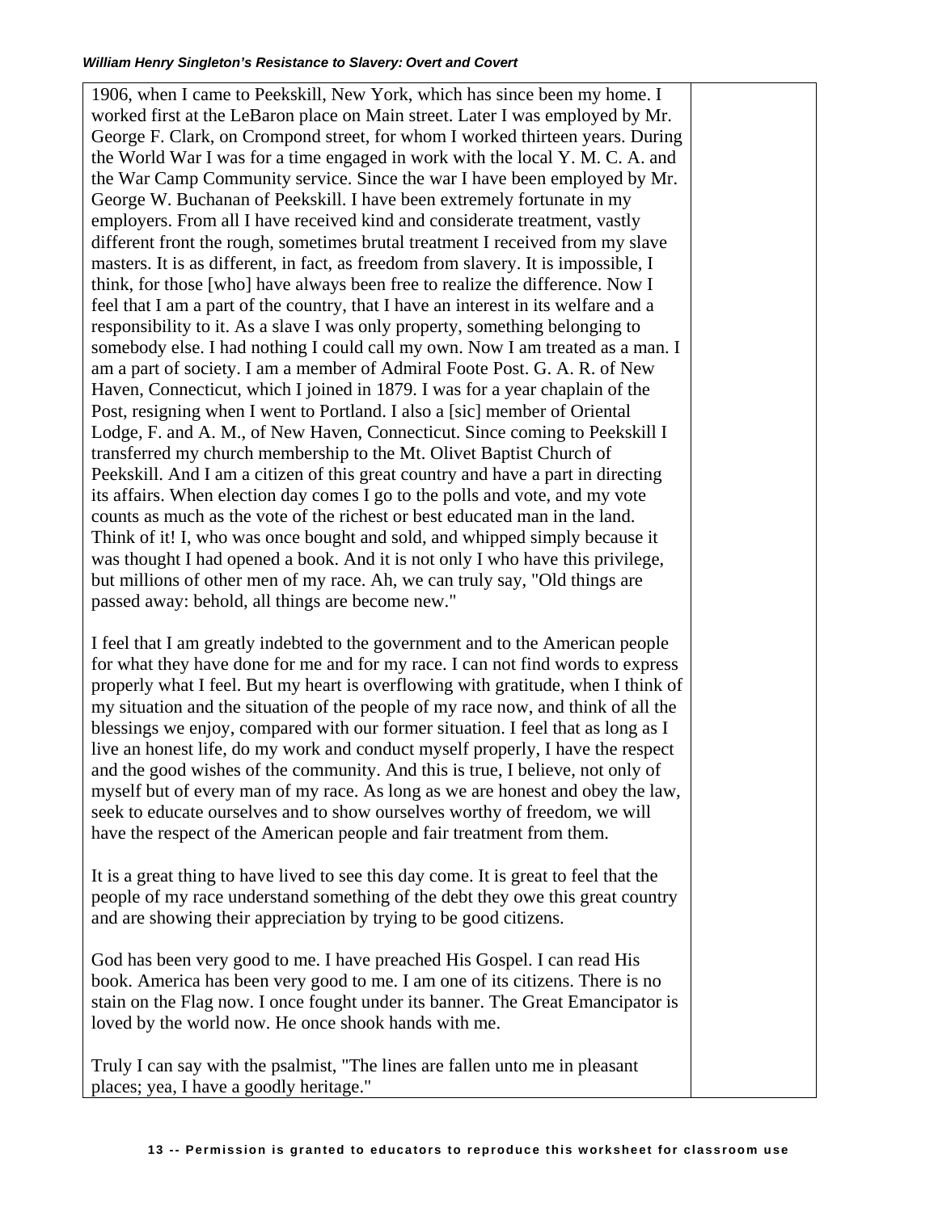1906, when I came to Peekskill, New York, which has since been my home. I worked first at the LeBaron place on Main street. Later I was employed by Mr. George F. Clark, on Crompond street, for whom I worked thirteen years. During the World War I was for a time engaged in work with the local Y. M. C. A. and the War Camp Community service. Since the war I have been employed by Mr. George W. Buchanan of Peekskill. I have been extremely fortunate in my employers. From all I have received kind and considerate treatment, vastly different front the rough, sometimes brutal treatment I received from my slave masters. It is as different, in fact, as freedom from slavery. It is impossible, I think, for those [who] have always been free to realize the difference. Now I feel that I am a part of the country, that I have an interest in its welfare and a responsibility to it. As a slave I was only property, something belonging to somebody else. I had nothing I could call my own. Now I am treated as a man. I am a part of society. I am a member of Admiral Foote Post. G. A. R. of New Haven, Connecticut, which I joined in 1879. I was for a year chaplain of the Post, resigning when I went to Portland. I also a [sic] member of Oriental Lodge, F. and A. M., of New Haven, Connecticut. Since coming to Peekskill I transferred my church membership to the Mt. Olivet Baptist Church of Peekskill. And I am a citizen of this great country and have a part in directing its affairs. When election day comes I go to the polls and vote, and my vote counts as much as the vote of the richest or best educated man in the land. Think of it! I, who was once bought and sold, and whipped simply because it was thought I had opened a book. And it is not only I who have this privilege, but millions of other men of my race. Ah, we can truly say, "Old things are passed away: behold, all things are become new."

I feel that I am greatly indebted to the government and to the American people for what they have done for me and for my race. I can not find words to express properly what I feel. But my heart is overflowing with gratitude, when I think of my situation and the situation of the people of my race now, and think of all the blessings we enjoy, compared with our former situation. I feel that as long as I live an honest life, do my work and conduct myself properly, I have the respect and the good wishes of the community. And this is true, I believe, not only of myself but of every man of my race. As long as we are honest and obey the law, seek to educate ourselves and to show ourselves worthy of freedom, we will have the respect of the American people and fair treatment from them.

It is a great thing to have lived to see this day come. It is great to feel that the people of my race understand something of the debt they owe this great country and are showing their appreciation by trying to be good citizens.

God has been very good to me. I have preached His Gospel. I can read His book. America has been very good to me. I am one of its citizens. There is no stain on the Flag now. I once fought under its banner. The Great Emancipator is loved by the world now. He once shook hands with me.

Truly I can say with the psalmist, "The lines are fallen unto me in pleasant places; yea, I have a goodly heritage."